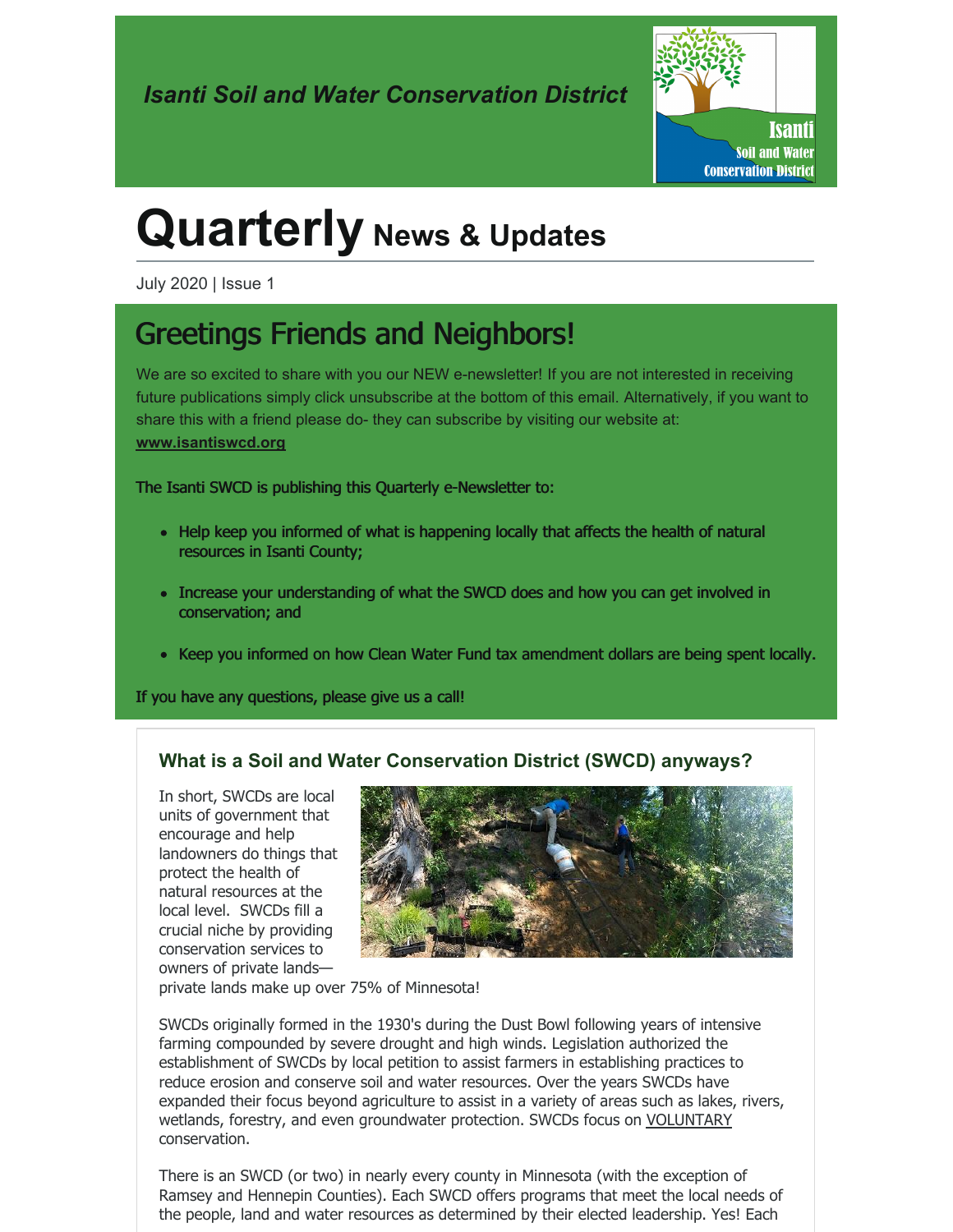*Isanti Soil and Water Conservation District*

# Quarterly News & Updates

July 2020 | Issue 1

## Greetings Friends and Neighbors!

We are so excited to share with you our NEW e-newsletter! If you are not interested in receiving future publications simply click unsubscribe at the bottom of this email. Alternatively, if you want to share this with a friend please do- they can subscribe by visiting our website at: **www.isantiswcd.org**

The Isanti SWCD is publishing this Quarterly e-Newsletter to:

- Help keep you informed of what is happening locally that affects the health of natural resources in Isanti County;
- Increase your understanding of what the SWCD does and how you can get involved in conservation; and
- Keep you informed on how Clean Water Fund tax amendment dollars are being spent locally.

If you have any questions, please give us a call!

### What is a Soil and Water Conservation District (SWCD) anyways?

In short, SWCDs are local units of government that encourage and help landowners do things that protect the health of natural resources at the local level. SWCDs fill a crucial niche by providing conservation services to owners of private lands—private lands make up over 75% of Minnesota!

SWCDs originally formed in the 1930's during the Dust Bowl following years of intensive farming compounded by severe drought and high winds. Legislation authorized the establishment of SWCDs by local petition to assist farmers in establishing practices to reduce erosion and conserve soil and water resources. Over the years SWCDs have expanded their focus beyond agriculture to assist in a variety of areas such as lakes, rivers, wetlands, forestry, and even groundwater protection. SWCDs focus on VOLUNTARY conservation.

There is an SWCD (or two) in nearly every county in Minnesota (with the exception of Ramsey and Hennepin Counties). Each SWCD offers programs that meet the local needs of the people, land and water resources as determined by their elected leadership. Yes! Each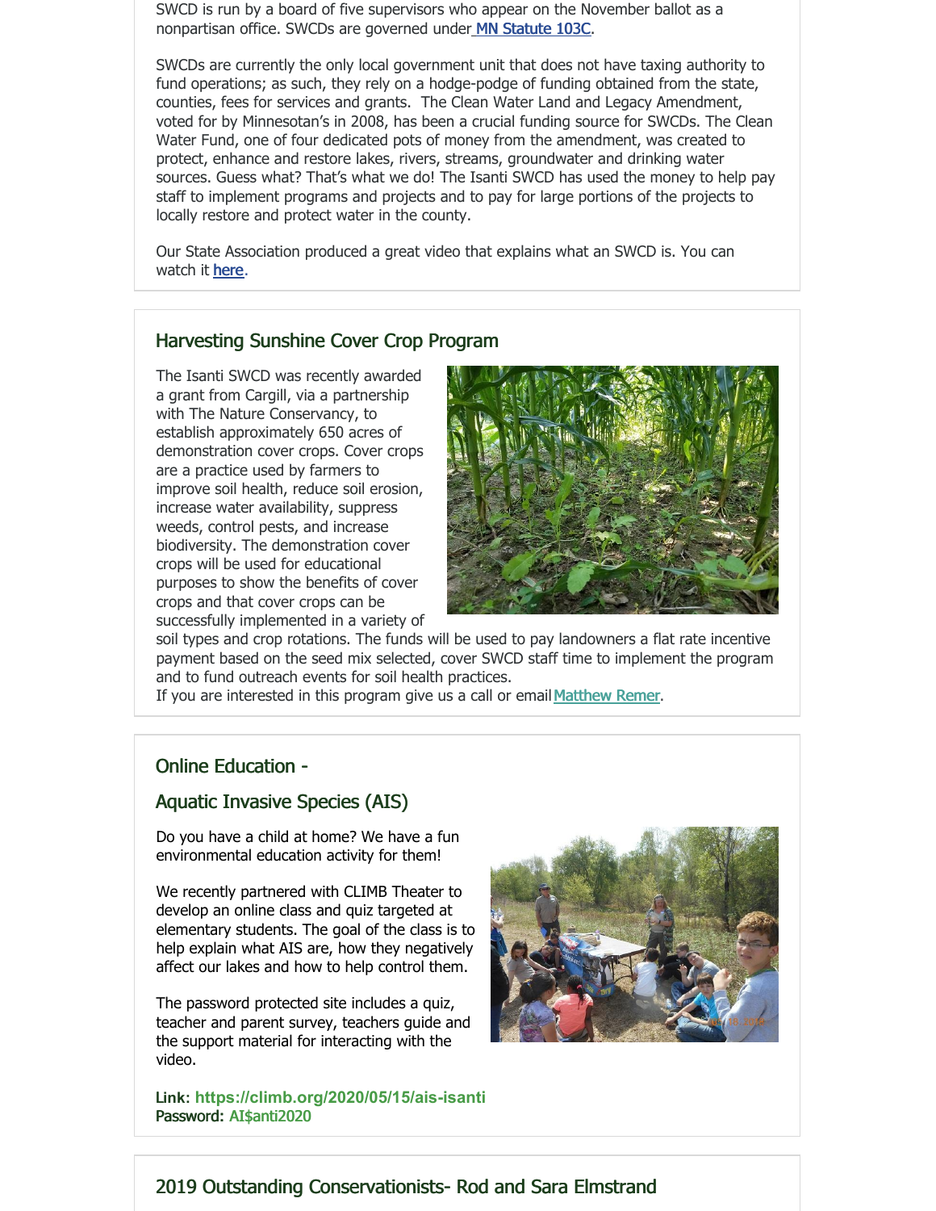SWCD is run by a board of five supervisors who appear on the November ballot as a nonpartisan office. SWCDs are governed under MN Statute 103C.

SWCDs are currently the only local government unit that does not have taxing authority to fund operations; as such, they rely on a hodge-podge of funding obtained from the state, counties, fees for services and grants. The Clean Water Land and Legacy Amendment, voted for by Minnesotan's in 2008, has been a crucial funding source for SWCDs. The Clean Water Fund, one of four dedicated pots of money from the amendment, was created to protect, enhance and restore lakes, rivers, streams, groundwater and drinking water sources. Guess what? That's what we do! The Isanti SWCD has used the money to help pay staff to implement programs and projects and to pay for large portions of the projects to locally restore and protect water in the county.

Our State Association produced a great video that explains what an SWCD is. You can watch it **here**.

## Harvesting Sunshine Cover Crop Program

The Isanti SWCD was recently awarded a grant from Cargill, via a partnership with The Nature Conservancy, to establish approximately 650 acres of demonstration cover crops. Cover crops are a practice used by farmers to improve soil health, reduce soil erosion, increase water availability, suppress weeds, control pests, and increase biodiversity. The demonstration cover crops will be used for educational purposes to show the benefits of cover crops and that cover crops can be successfully implemented in a variety of soil types and crop rotations. The funds will be used to pay landowners a flat rate incentive payment based on the seed mix selected, cover SWCD staff time to implement the program and to fund outreach events for soil health practices.

If you are interested in this program give us a call or email Matthew Remer.

## Online Education - Aquatic Invasive Species (AIS)

Do you have a child at home? We have a fun environmental education activity for them!

We recently partnered with CLIMB Theater to develop an online class and quiz targeted at elementary students. The goal of the class is to help explain what AIS are, how they negatively affect our lakes and how to help control them.

The password protected site includes a quiz, teacher and parent survey, teachers guide and the support material for interacting with the video.

**Link: https://climb.org/2020/05/15/ais-isanti**
**Password: AI$anti2020**

## 2019 Outstanding Conservationists- Rod and Sara Elmstrand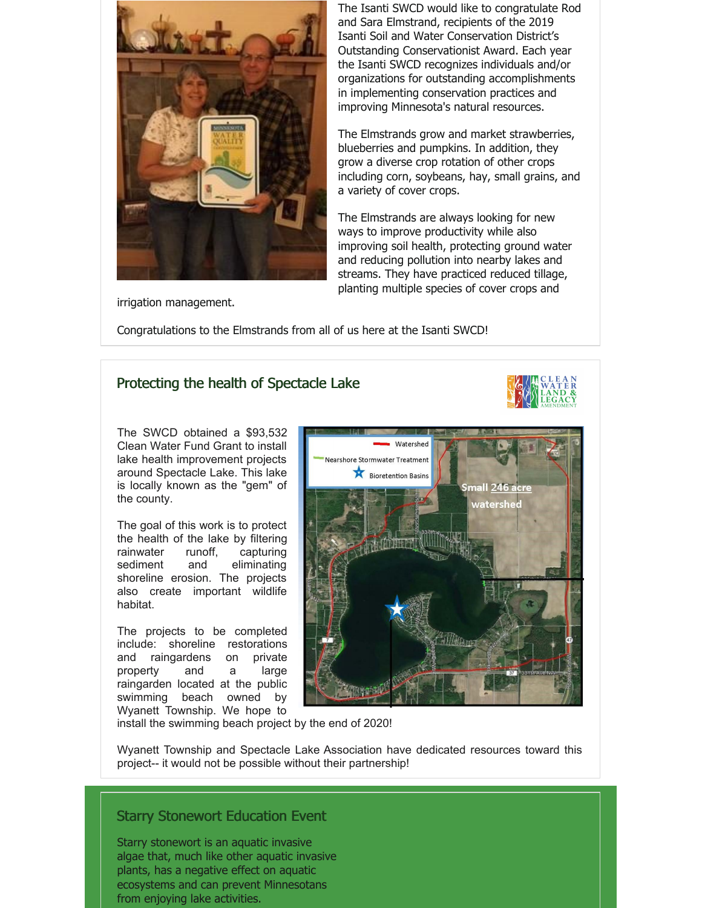The Isanti SWCD would like to congratulate Rod and Sara Elmstrand, recipients of the 2019 Isanti Soil and Water Conservation District's Outstanding Conservationist Award. Each year the Isanti SWCD recognizes individuals and/or organizations for outstanding accomplishments in implementing conservation practices and improving Minnesota's natural resources.

The Elmstrands grow and market strawberries, blueberries and pumpkins. In addition, they grow a diverse crop rotation of other crops including corn, soybeans, hay, small grains, and a variety of cover crops.

The Elmstrands are always looking for new ways to improve productivity while also improving soil health, protecting ground water and reducing pollution into nearby lakes and streams. They have practiced reduced tillage, planting multiple species of cover crops and irrigation management.

Congratulations to the Elmstrands from all of us here at the Isanti SWCD!

## Protecting the health of Spectacle Lake

The SWCD obtained a $93,532 Clean Water Fund Grant to install lake health improvement projects around Spectacle Lake. This lake is locally known as the "gem" of the county.

The goal of this work is to protect the health of the lake by filtering rainwater runoff, capturing sediment and eliminating shoreline erosion. The projects also create important wildlife habitat.

The projects to be completed include: shoreline restorations and raingardens on private property and a large raingarden located at the public swimming beach owned by Wyanett Township. We hope to install the swimming beach project by the end of 2020!

Wyanett Township and Spectacle Lake Association have dedicated resources toward this project-- it would not be possible without their partnership!

## Starry Stonewort Education Event

Starry stonewort is an aquatic invasive algae that, much like other aquatic invasive plants, has a negative effect on aquatic ecosystems and can prevent Minnesotans from enjoying lake activities.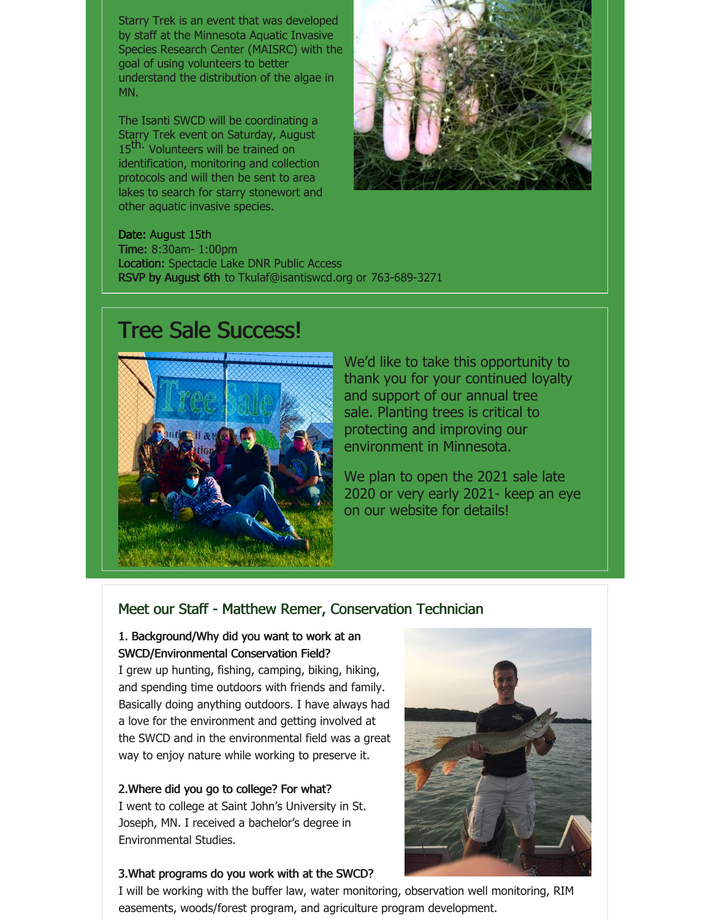Starry Trek is an event that was developed by staff at the Minnesota Aquatic Invasive Species Research Center (MAISRC) with the goal of using volunteers to better understand the distribution of the algae in MN.

The Isanti SWCD will be coordinating a Starry Trek event on Saturday, August 15th. Volunteers will be trained on identification, monitoring and collection protocols and will then be sent to area lakes to search for starry stonewort and other aquatic invasive species.

**Date:** August 15th
**Time:** 8:30am- 1:00pm
**Location:** Spectacle Lake DNR Public Access
**RSVP by August 6th** to Tkulaf@isantiswcd.org or 763-689-3271

## Tree Sale Success!

We'd like to take this opportunity to thank you for your continued loyalty and support of our annual tree sale. Planting trees is critical to protecting and improving our environment in Minnesota.

We plan to open the 2021 sale late 2020 or very early 2021- keep an eye on our website for details!

### Meet our Staff - Matthew Remer, Conservation Technician

**1. Background/Why did you want to work at an SWCD/Environmental Conservation Field?**
I grew up hunting, fishing, camping, biking, hiking, and spending time outdoors with friends and family. Basically doing anything outdoors. I have always had a love for the environment and getting involved at the SWCD and in the environmental field was a great way to enjoy nature while working to preserve it.

**2.Where did you go to college? For what?**
I went to college at Saint John's University in St. Joseph, MN. I received a bachelor's degree in Environmental Studies.

**3.What programs do you work with at the SWCD?**
I will be working with the buffer law, water monitoring, observation well monitoring, RIM easements, woods/forest program, and agriculture program development.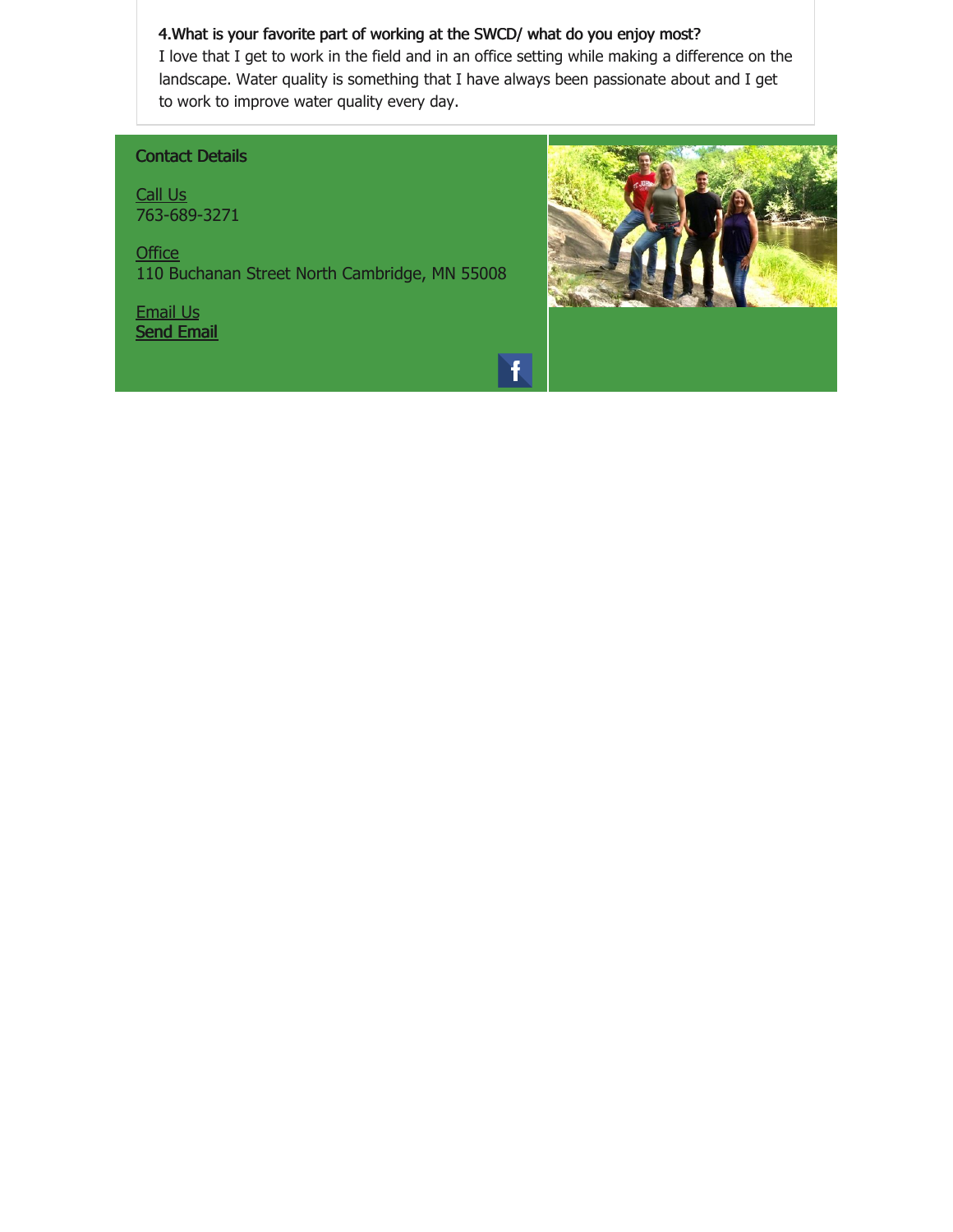**4.What is your favorite part of working at the SWCD/ what do you enjoy most?**
I love that I get to work in the field and in an office setting while making a difference on the landscape. Water quality is something that I have always been passionate about and I get to work to improve water quality every day.

## Contact Details

Call Us
763-689-3271

Office
110 Buchanan Street North Cambridge, MN 55008

Email Us
**Send Email**